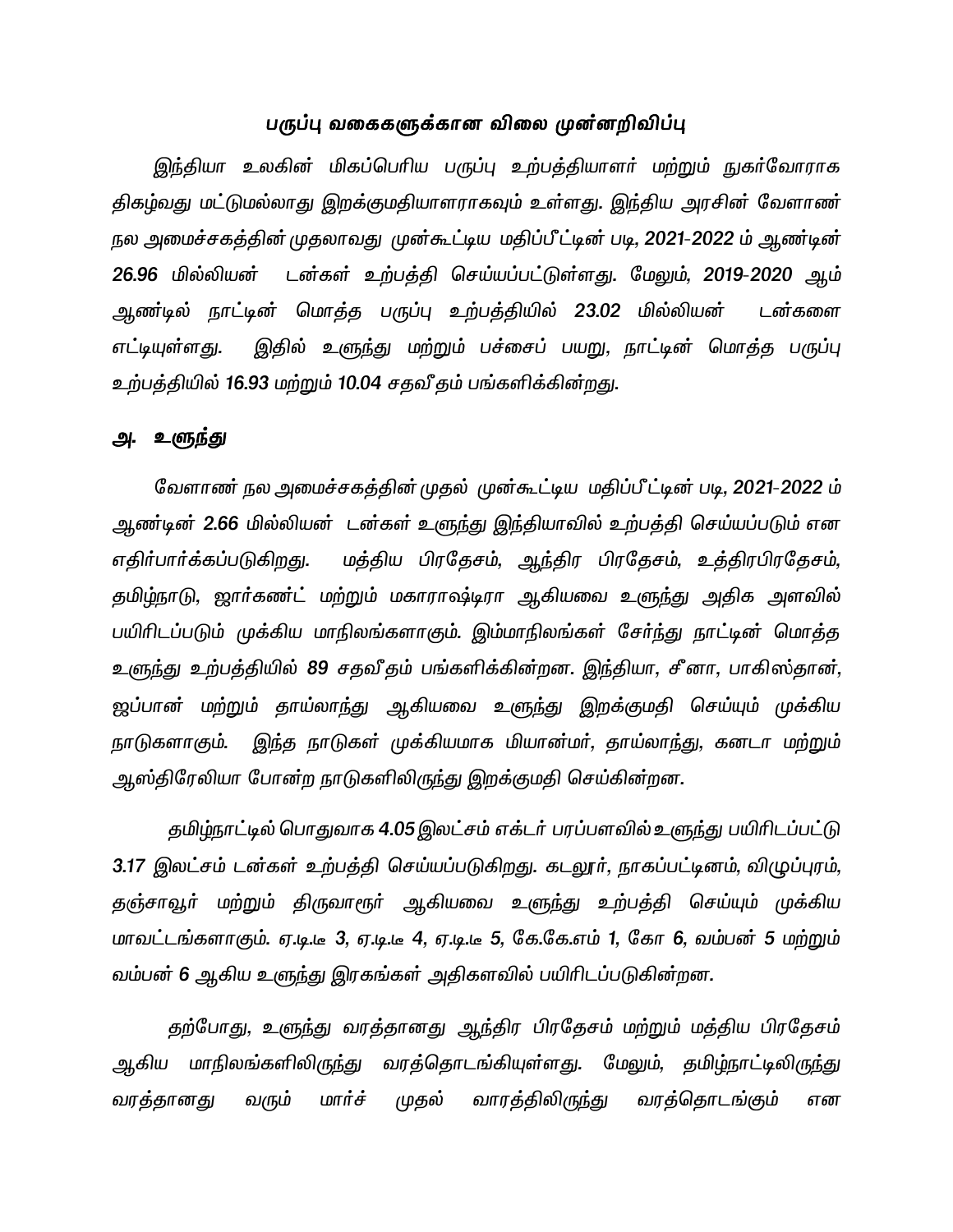## *பருப்பு வகைகளுக்கான விலை முன்னறிவிப்பு*

*இந்தியா உலகின் மிகப்பெரிய பருப்பு உற்பத்தியாளர் மற்றும் நுகர்வோராக திகழ்வது மட்டுமல்லாது இறக்குமதியாளராகவும் உள்ளது. இந்திய அரசின் வேளாண் நல அமைச்சகத்தின் முதலாவது முன்கூட்டிய மதிப்பீட்டின் படி, 2021-2022 ம் ஆண்டின் 26.96 மில்லியன் டன்கள் உற்பத்தி செய்யப்பட்டுள்ளது. மேலும், 2019-2020 ஆம் ஆண்டில் நாட்டின் மொத்த பருப்பு உற்பத்தியில் 23.02 மில்லியன் டன்களை எட்டியுள்ளது. இதில் உளுந்து மற்றும் பச்சைப் பயறு, நாட்டின் மொத்த பருப்பு உற்பத்தியில் 16.93 மற்றும் 10.04 சதவீதம் பங்களிக்கின்றது.*

### *அ. உளுந்து*

*வேளாண் நல அமைச்சகத்தின் முதல் முன்கூட்டிய மதிப்பீட்டின் படி, 2021-2022 ம் ஆண்டின் 2.66 மில்லியன் டன்கள் உளுந்து இந்தியாவில் உற்பத்தி செய்யப்படும் என எதிர்பார்க்கப்படுகிறது. மத்திய பிரதேசம், ஆந்திர பிரதேசம், உத்திரபிரதேசம், தமிழ்நாடு, ஜார்கண்ட் மற்றும் மகாராஷ்டிரா ஆகியவை உளுந்து அதிக அளவில் பயிரிடப்படும் முக்கிய மாநிலங்களாகும். இம்மாநிலங்கள் சேர்ந்து நாட்டின் மொத்த உளுந்து உற்பத்தியில் 89 சதவீதம் பங்களிக்கின்றன. இந்தியா, சீனா, பாகிஸ்தான், ஜப்பான் மற்றும் தாய்லாந்து ஆகியவை உளுந்து இறக்குமதி செய்யும் முக்கிய நாடுகளாகும். இந்த நாடுகள் முக்கியமாக மியான்மர், தாய்லாந்து, கனடா மற்றும் ஆஸ்திரேலியா போன்ற நாடுகளிலிருந்து இறக்குமதி செய்கின்றன.*

*தமிழ்நாட்டில் பொதுவாக 4.05 இலட்சம் எக்டர் பரப்பளவில் உளுந்து பயிரிடப்பட்டு 3.17 இலட்சம் டன்கள் உற்பத்தி செய்யப்படுகிறது. கடலூர், நாகப்பட்டினம், விழுப்புரம், தஞ்சாவூர் மற்றும் திருவாரூர் ஆகியவை உளுந்து உற்பத்தி செய்யும் முக்கிய மாவட்டங்களாகும். ஏ.டி.டீ 3, ஏ.டி.டீ 4, ஏ.டி.டீ 5, கே.கே.எம் 1, கோ 6, வம்பன் 5 மற்றும் வம்பன் 6 ஆகிய உளுந்து இரகங்கள் அதிகளவில் பயிரிடப்படுகின்றன.*

*தற்போது, உளுந்து வரத்தானது ஆந்திர பிரதேசம் மற்றும் மத்திய பிரதேசம் ஆகிய மாநிலங்களிலிருந்து வரத்தொடங்கியுள்ளது. மேலும், தமிழ்நாட்டிலிருந்து வரத்தானது வரும் மார்ச் முதல் வாரத்திலிருந்து வரத்தொடங்கும் என*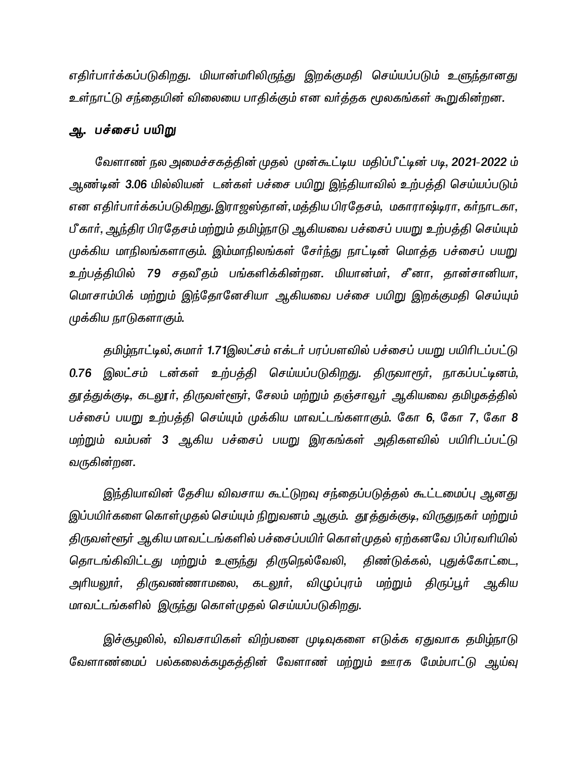எதிர்பார்க்கப்படுகிறது. மியான்மரிலிருந்து இறக்குமதி செய்யப்படும் உளுந்தானது உள்நாட்டு சந்தையின் விலையை பாதிக்கும் என வர்த்தக மூலகங்கள் கூறுகின்றன.

## ஆ. பச்சைப் பயிறு

வேளாண் நல அமைச்சகத்தின் முதல் முன்கூட்டிய மதிப்பீட்டின் படி, **2021-2022** ம் ஆண்டின் **3.06** மில்லியன் டன்கள் பச்சை பயிறு இந்தியாவில் உற்பத்தி செய்யப்படும் என எதிர்பார்க்கப்படுகிறது. இராஜஸ்தான், மத்திய பிரதேசம், மகாராஷ்டிரா, கர்நாடகா, பீகார், ஆந்திர பிரதேசம் மற்றும் தமிழ்நாடு ஆகியவை பச்சைப் பயறு உற்பத்தி செய்யும் முக்கிய மாநிலங்களாகும். இம்மாநிலங்கள் சேர்ந்து நாட்டின் மொத்த பச்சைப் பயறு உற்பத்தியில் **79** சதவீதம் பங்களிக்கின்றன. மியான்மர், சீனா, தான்சானியா, மொசாம்பிக் மற்றும் இந்தோனேசியா ஆகியவை பச்சை பயிறு இறக்குமதி செய்யும் முக்கிய நாடுகளாகும்.

தமிழ்நாட்டில், சுமார் **1.71**இலட்சம் எக்டர் பரப்பளவில் பச்சைப் பயறு பயிரிடப்பட்டு **0.76** இலட்சம் டன்கள் உற்பத்தி செய்யப்படுகிறது. திருவாரூர், நாகப்பட்டினம், தூத்துக்குடி, கடலூர், திருவள்ளூர், சேலம் மற்றும் தஞ்சாவூர் ஆகியவை தமிழகத்தில் பச்சைப் பயறு உற்பத்தி செய்யும் முக்கிய மாவட்டங்களாகும். கோ **6**, கோ **7**, கோ **8** மற்றும் வம்பன் **3** ஆகிய பச்சைப் பயறு இரகங்கள் அதிகளவில் பயிரிடப்பட்டு வருகின்றன.

இந்தியாவின் தேசிய விவசாய கூட்டுறவு சந்தைப்படுத்தல் கூட்டமைப்பு ஆனது இப்பயிர்களை கொள்முதல் செய்யும் நிறுவனம் ஆகும். தூத்துக்குடி, விருதுநகர் மற்றும் திருவள்ளூர் ஆகிய மாவட்டங்களில் பச்சைப்பயிர் கொள்முதல் ஏற்கனவே பிப்ரவரியில் தொடங்கிவிட்டது மற்றும் உளுந்து திருநெல்வேலி, திண்டுக்கல், புதுக்கோட்டை, அரியலூர், திருவண்ணாமலை, கடலூர், விழுப்புரம் மற்றும் திருப்பூர் ஆகிய மாவட்டங்களில் இருந்து கொள்முதல் செய்யப்படுகிறது.

இச்சூழலில், விவசாயிகள் விற்பனை முடிவுகளை எடுக்க ஏதுவாக தமிழ்நாடு வேளாண்மைப் பல்கலைக்கழகத்தின் வேளாண் மற்றும் ஊரக மேம்பாட்டு ஆய்வு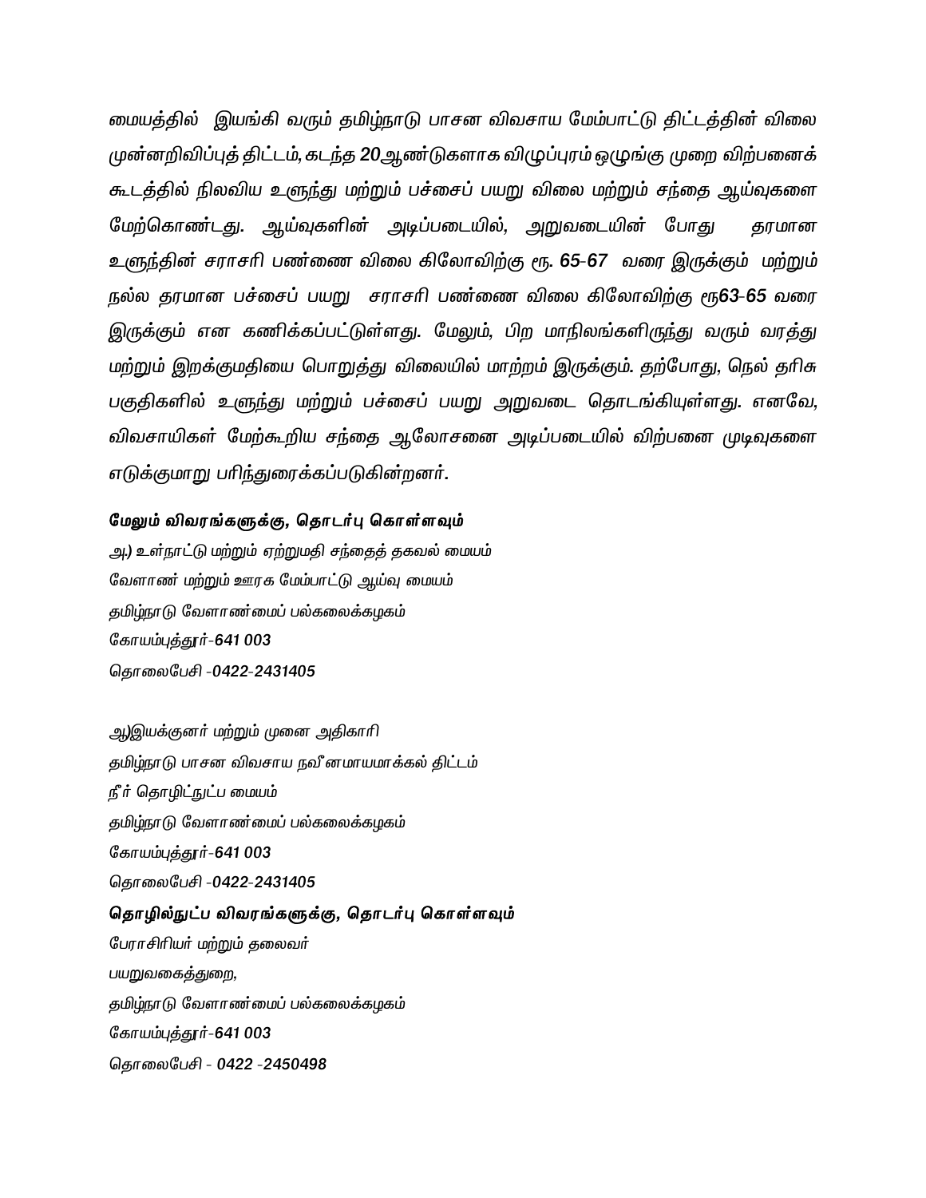*மையத்தில் இயங்கி வரும் தமிழ்நாடு பாசன விவசாய மேம்பாட்டு திட்டத்தின் விலை முன்னறிவிப்புத் திட்டம், கடந்த 20ஆண்டுகளாக விழுப்புரம் ஒழுங்கு முறை விற்பனைக் கூடத்தில் நிலவிய உளுந்து மற்றும் பச்சைப் பயறு விலை மற்றும் சந்தை ஆய்வுகளை மேற்கொண்டது. ஆய்வுகளின் அடிப்படையில், அறுவடையின் போது தரமான உளுந்தின் சராசரி பண்ணை விலை கிலோவிற்கு ரூ. 65-67 வரை இருக்கும் மற்றும் நல்ல தரமான பச்சைப் பயறு சராசரி பண்ணை விலை கிலோவிற்கு ரூ63-65 வரை இருக்கும் என கணிக்கப்பட்டுள்ளது. மேலும், பிற மாநிலங்களிருந்து வரும் வரத்து மற்றும் இறக்குமதியை பொறுத்து விலையில் மாற்றம் இருக்கும். தற்போது, நெல் தரிசு பகுதிகளில் உளுந்து மற்றும் பச்சைப் பயறு அறுவடை தொடங்கியுள்ளது. எனவே, விவசாயிகள் மேற்கூறிய சந்தை ஆலோசனை அடிப்படையில் விற்பனை முடிவுகளை எடுக்குமாறு பரிந்துரைக்கப்படுகின்றனர்.*

**மேலும் விவரங்களுக்கு, தொடர்பு கொள்ளவும்**

*அ.) உள்நாட்டு மற்றும் ஏற்றுமதி சந்தைத் தகவல் மையம்*
*வேளாண் மற்றும் ஊரக மேம்பாட்டு ஆய்வு மையம்*
*தமிழ்நாடு வேளாண்மைப் பல்கலைக்கழகம்*
*கோயம்புத்தூர்-641 003*
*தொலைபேசி -0422-2431405*

*ஆ)இயக்குனர் மற்றும் முனை அதிகாரி*
*தமிழ்நாடு பாசன விவசாய நவீனமாயமாக்கல் திட்டம்*
*நீர் தொழிட்நுட்ப மையம்*
*தமிழ்நாடு வேளாண்மைப் பல்கலைக்கழகம்*
*கோயம்புத்தூர்-641 003*
*தொலைபேசி -0422-2431405*

**தொழில்நுட்ப விவரங்களுக்கு, தொடர்பு கொள்ளவும்**

*பேராசிரியர் மற்றும் தலைவர்*
*பயறுவகைத்துறை,*
*தமிழ்நாடு வேளாண்மைப் பல்கலைக்கழகம்*
*கோயம்புத்தூர்-641 003*
*தொலைபேசி - 0422 -2450498*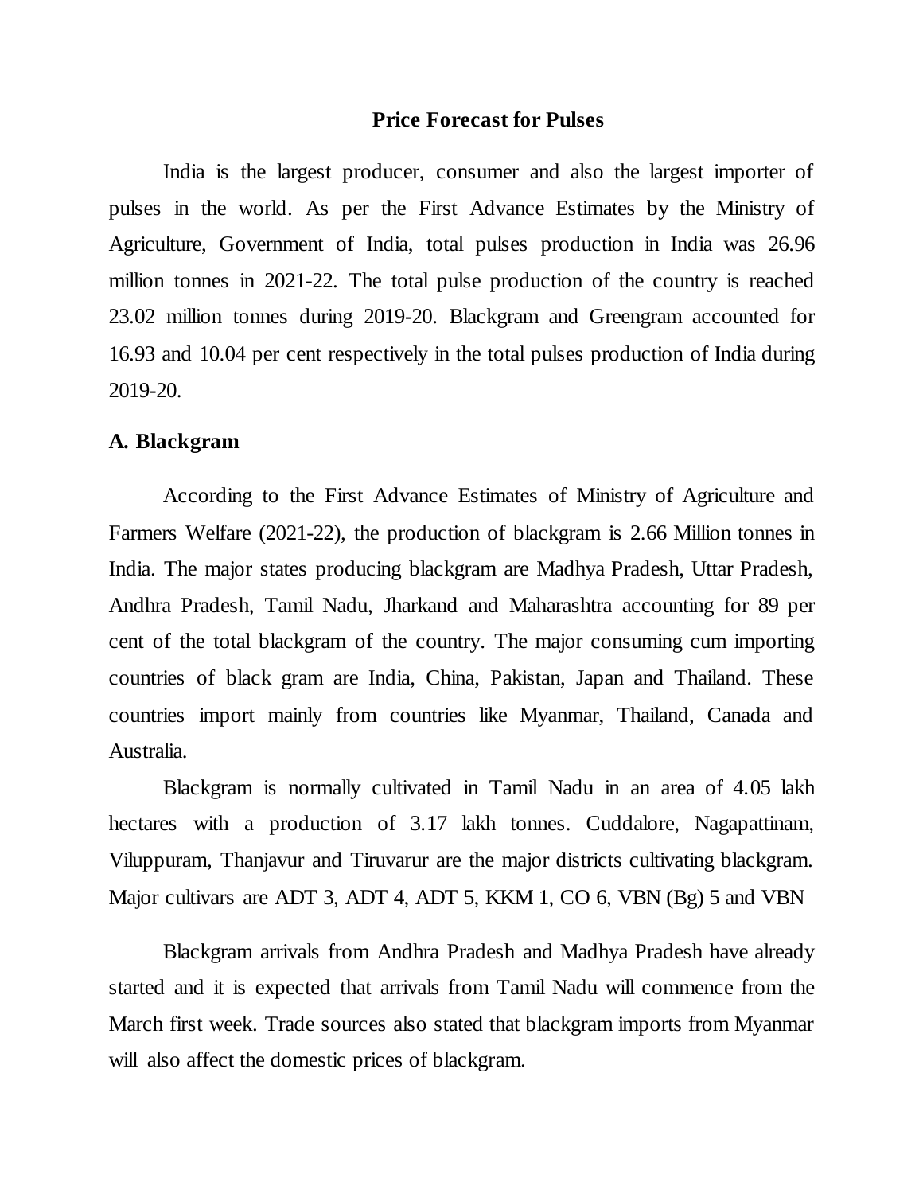# Price Forecast for Pulses

India is the largest producer, consumer and also the largest importer of pulses in the world. As per the First Advance Estimates by the Ministry of Agriculture, Government of India, total pulses production in India was 26.96 million tonnes in 2021-22. The total pulse production of the country is reached 23.02 million tonnes during 2019-20. Blackgram and Greengram accounted for 16.93 and 10.04 per cent respectively in the total pulses production of India during 2019-20.

## A. Blackgram

According to the First Advance Estimates of Ministry of Agriculture and Farmers Welfare (2021-22), the production of blackgram is 2.66 Million tonnes in India. The major states producing blackgram are Madhya Pradesh, Uttar Pradesh, Andhra Pradesh, Tamil Nadu, Jharkand and Maharashtra accounting for 89 per cent of the total blackgram of the country. The major consuming cum importing countries of black gram are India, China, Pakistan, Japan and Thailand. These countries import mainly from countries like Myanmar, Thailand, Canada and Australia.

Blackgram is normally cultivated in Tamil Nadu in an area of 4.05 lakh hectares with a production of 3.17 lakh tonnes. Cuddalore, Nagapattinam, Viluppuram, Thanjavur and Tiruvarur are the major districts cultivating blackgram. Major cultivars are ADT 3, ADT 4, ADT 5, KKM 1, CO 6, VBN (Bg) 5 and VBN

Blackgram arrivals from Andhra Pradesh and Madhya Pradesh have already started and it is expected that arrivals from Tamil Nadu will commence from the March first week. Trade sources also stated that blackgram imports from Myanmar will also affect the domestic prices of blackgram.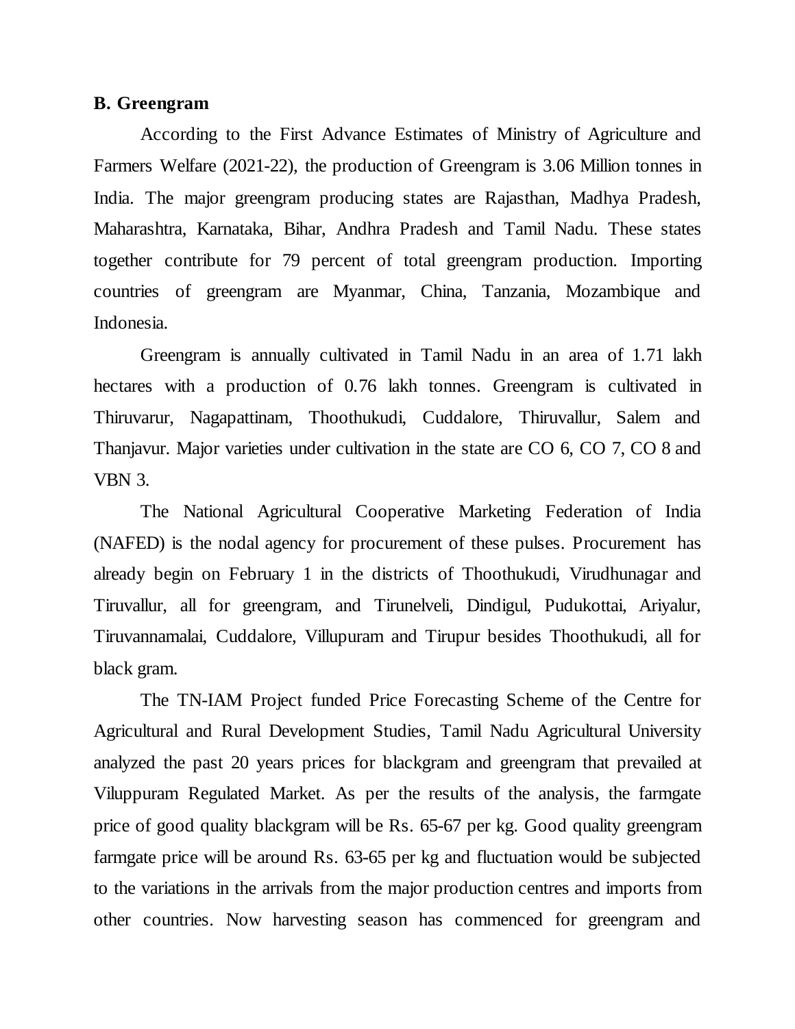**B. Greengram**

According to the First Advance Estimates of Ministry of Agriculture and Farmers Welfare (2021-22), the production of Greengram is 3.06 Million tonnes in India. The major greengram producing states are Rajasthan, Madhya Pradesh, Maharashtra, Karnataka, Bihar, Andhra Pradesh and Tamil Nadu. These states together contribute for 79 percent of total greengram production. Importing countries of greengram are Myanmar, China, Tanzania, Mozambique and Indonesia.

Greengram is annually cultivated in Tamil Nadu in an area of 1.71 lakh hectares with a production of 0.76 lakh tonnes. Greengram is cultivated in Thiruvarur, Nagapattinam, Thoothukudi, Cuddalore, Thiruvallur, Salem and Thanjavur. Major varieties under cultivation in the state are CO 6, CO 7, CO 8 and VBN 3.

The National Agricultural Cooperative Marketing Federation of India (NAFED) is the nodal agency for procurement of these pulses. Procurement has already begin on February 1 in the districts of Thoothukudi, Virudhunagar and Tiruvallur, all for greengram, and Tirunelveli, Dindigul, Pudukottai, Ariyalur, Tiruvannamalai, Cuddalore, Villupuram and Tirupur besides Thoothukudi, all for black gram.

The TN-IAM Project funded Price Forecasting Scheme of the Centre for Agricultural and Rural Development Studies, Tamil Nadu Agricultural University analyzed the past 20 years prices for blackgram and greengram that prevailed at Viluppuram Regulated Market. As per the results of the analysis, the farmgate price of good quality blackgram will be Rs. 65-67 per kg. Good quality greengram farmgate price will be around Rs. 63-65 per kg and fluctuation would be subjected to the variations in the arrivals from the major production centres and imports from other countries. Now harvesting season has commenced for greengram and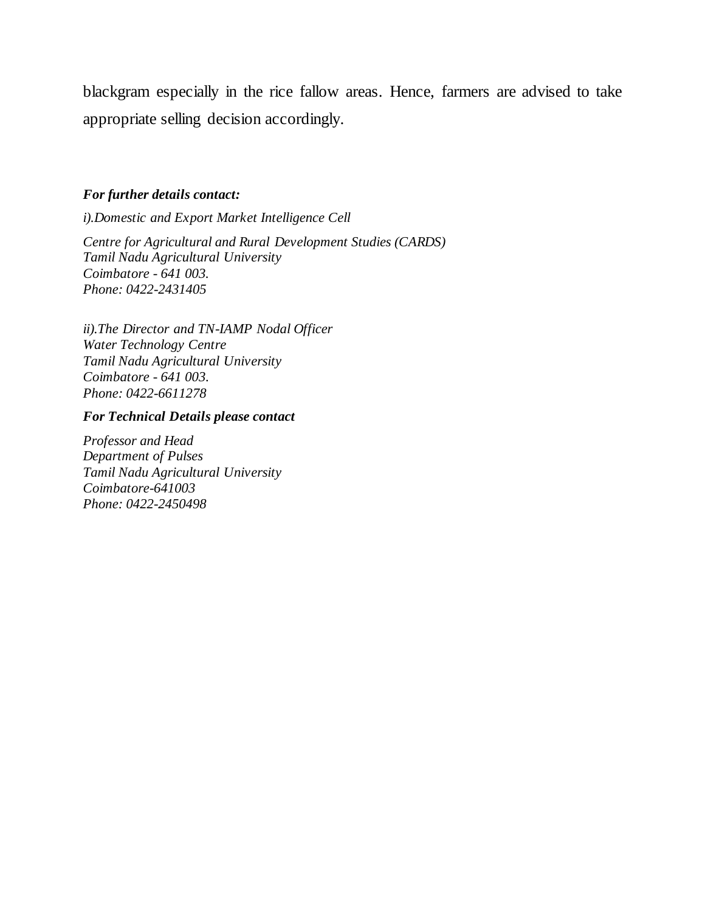blackgram especially in the rice fallow areas. Hence, farmers are advised to take appropriate selling decision accordingly.

***For further details contact:***

*i).Domestic and Export Market Intelligence Cell*

*Centre for Agricultural and Rural Development Studies (CARDS)*
*Tamil Nadu Agricultural University*
*Coimbatore - 641 003.*
*Phone: 0422-2431405*

*ii).The Director and TN-IAMP Nodal Officer*
*Water Technology Centre*
*Tamil Nadu Agricultural University*
*Coimbatore - 641 003.*
*Phone: 0422-6611278*

***For Technical Details please contact***

*Professor and Head*
*Department of Pulses*
*Tamil Nadu Agricultural University*
*Coimbatore-641003*
*Phone: 0422-2450498*